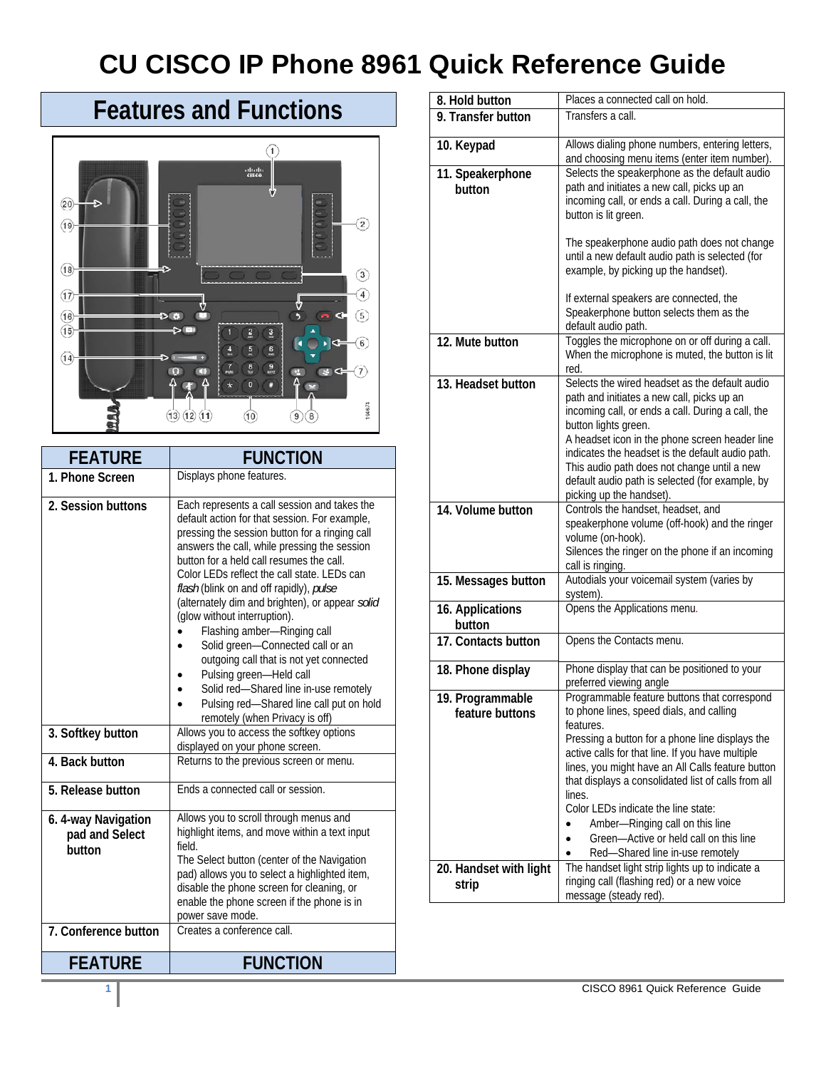# CU CISCO IP Phone 8961 Quick Reference Guide

## Features and Functions

1
20
19
2
18
3
17
4
16
5
15
6
14
7
13 12 11
10
9 8
1946471

| FEATURE | FUNCTION |
|---|---|
| **1. Phone Screen** | Displays phone features. |
| **2. Session buttons** | Each represents a call session and takes the default action for that session. For example, pressing the session button for a ringing call answers the call, while pressing the session button for a held call resumes the call.<br>Color LEDs reflect the call state. LEDs can *flash* (blink on and off rapidly), *pulse* (alternately dim and brighten), or appear *solid* (glow without interruption).<br>• Flashing amber—Ringing call<br>• Solid green—Connected call or an outgoing call that is not yet connected<br>• Pulsing green—Held call<br>• Solid red—Shared line in-use remotely<br>• Pulsing red—Shared line call put on hold remotely (when Privacy is off) |
| **3. Softkey button** | Allows you to access the softkey options displayed on your phone screen. |
| **4. Back button** | Returns to the previous screen or menu. |
| **5. Release button** | Ends a connected call or session. |
| **6. 4-way Navigation pad and Select button** | Allows you to scroll through menus and highlight items, and move within a text input field.<br>The Select button (center of the Navigation pad) allows you to select a highlighted item, disable the phone screen for cleaning, or enable the phone screen if the phone is in power save mode. |
| **7. Conference button** | Creates a conference call. |
| **8. Hold button** | Places a connected call on hold. |
| **9. Transfer button** | Transfers a call. |
| **10. Keypad** | Allows dialing phone numbers, entering letters, and choosing menu items (enter item number). |
| **11. Speakerphone button** | Selects the speakerphone as the default audio path and initiates a new call, picks up an incoming call, or ends a call. During a call, the button is lit green.<br><br>The speakerphone audio path does not change until a new default audio path is selected (for example, by picking up the handset).<br><br>If external speakers are connected, the Speakerphone button selects them as the default audio path. |
| **12. Mute button** | Toggles the microphone on or off during a call. When the microphone is muted, the button is lit red. |
| **13. Headset button** | Selects the wired headset as the default audio path and initiates a new call, picks up an incoming call, or ends a call. During a call, the button lights green.<br>A headset icon in the phone screen header line indicates the headset is the default audio path. This audio path does not change until a new default audio path is selected (for example, by picking up the handset). |
| **14. Volume button** | Controls the handset, headset, and speakerphone volume (off-hook) and the ringer volume (on-hook).<br>Silences the ringer on the phone if an incoming call is ringing. |
| **15. Messages button** | Autodials your voicemail system (varies by system). |
| **16. Applications button** | Opens the Applications menu. |
| **17. Contacts button** | Opens the Contacts menu. |
| **18. Phone display** | Phone display that can be positioned to your preferred viewing angle |
| **19. Programmable feature buttons** | Programmable feature buttons that correspond to phone lines, speed dials, and calling features.<br>Pressing a button for a phone line displays the active calls for that line. If you have multiple lines, you might have an All Calls feature button that displays a consolidated list of calls from all lines.<br>Color LEDs indicate the line state:<br>• Amber—Ringing call on this line<br>• Green—Active or held call on this line<br>• Red—Shared line in-use remotely |
| **20. Handset with light strip** | The handset light strip lights up to indicate a ringing call (flashing red) or a new voice message (steady red). |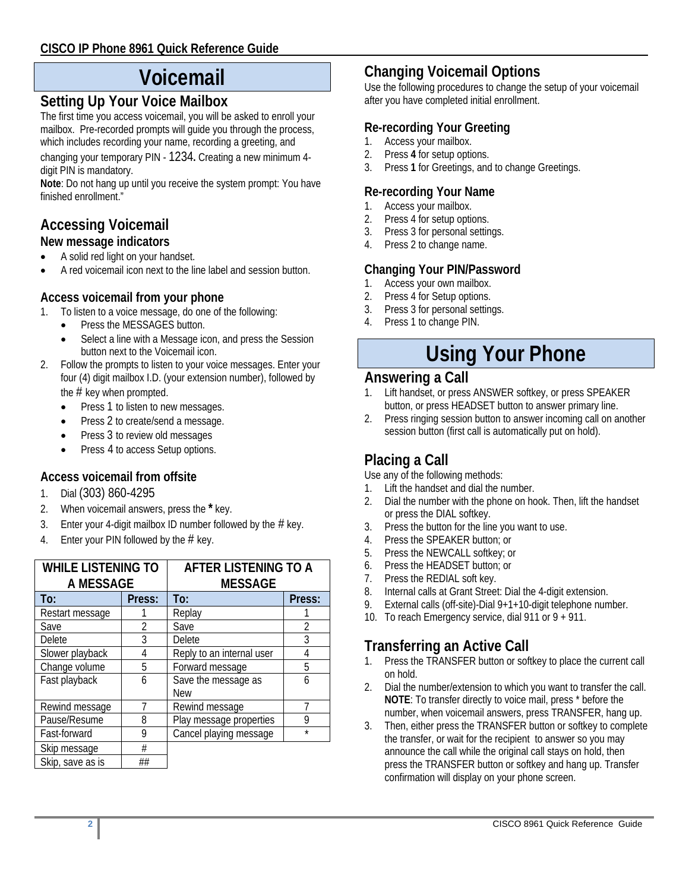# Voicemail

## Setting Up Your Voice Mailbox

The first time you access voicemail, you will be asked to enroll your mailbox. Pre-recorded prompts will guide you through the process, which includes recording your name, recording a greeting, and changing your temporary PIN - 1234. Creating a new minimum 4-digit PIN is mandatory.

**Note**: Do not hang up until you receive the system prompt: You have finished enrollment."

## Accessing Voicemail

### New message indicators

- A solid red light on your handset.
- A red voicemail icon next to the line label and session button.

### Access voicemail from your phone

1. To listen to a voice message, do one of the following:
   - Press the MESSAGES button.
   - Select a line with a Message icon, and press the Session button next to the Voicemail icon.
2. Follow the prompts to listen to your voice messages. Enter your four (4) digit mailbox I.D. (your extension number), followed by the # key when prompted.
   - Press 1 to listen to new messages.
   - Press 2 to create/send a message.
   - Press 3 to review old messages
   - Press 4 to access Setup options.

### Access voicemail from offsite

1. Dial (303) 860-4295
2. When voicemail answers, press the * key.
3. Enter your 4-digit mailbox ID number followed by the # key.
4. Enter your PIN followed by the # key.

| WHILE LISTENING TO A MESSAGE | | AFTER LISTENING TO A MESSAGE | |
|---|---|---|---|
| To: | Press: | To: | Press: |
| Restart message | 1 | Replay | 1 |
| Save | 2 | Save | 2 |
| Delete | 3 | Delete | 3 |
| Slower playback | 4 | Reply to an internal user | 4 |
| Change volume | 5 | Forward message | 5 |
| Fast playback | 6 | Save the message as New | 6 |
| Rewind message | 7 | Rewind message | 7 |
| Pause/Resume | 8 | Play message properties | 9 |
| Fast-forward | 9 | Cancel playing message | * |
| Skip message | # | | |
| Skip, save as is | ## | | |

## Changing Voicemail Options

Use the following procedures to change the setup of your voicemail after you have completed initial enrollment.

### Re-recording Your Greeting

1. Access your mailbox.
2. Press **4** for setup options.
3. Press **1** for Greetings, and to change Greetings.

### Re-recording Your Name

1. Access your mailbox.
2. Press 4 for setup options.
3. Press 3 for personal settings.
4. Press 2 to change name.

### Changing Your PIN/Password

1. Access your own mailbox.
2. Press 4 for Setup options.
3. Press 3 for personal settings.
4. Press 1 to change PIN.

# Using Your Phone

## Answering a Call

1. Lift handset, or press ANSWER softkey, or press SPEAKER button, or press HEADSET button to answer primary line.
2. Press ringing session button to answer incoming call on another session button (first call is automatically put on hold).

## Placing a Call

Use any of the following methods:

1. Lift the handset and dial the number.
2. Dial the number with the phone on hook. Then, lift the handset or press the DIAL softkey.
3. Press the button for the line you want to use.
4. Press the SPEAKER button; or
5. Press the NEWCALL softkey; or
6. Press the HEADSET button; or
7. Press the REDIAL soft key.
8. Internal calls at Grant Street: Dial the 4-digit extension.
9. External calls (off-site)-Dial 9+1+10-digit telephone number.
10. To reach Emergency service, dial 911 or 9 + 911.

## Transferring an Active Call

1. Press the TRANSFER button or softkey to place the current call on hold.
2. Dial the number/extension to which you want to transfer the call. **NOTE**: To transfer directly to voice mail, press * before the number, when voicemail answers, press TRANSFER, hang up.
3. Then, either press the TRANSFER button or softkey to complete the transfer, or wait for the recipient to answer so you may announce the call while the original call stays on hold, then press the TRANSFER button or softkey and hang up. Transfer confirmation will display on your phone screen.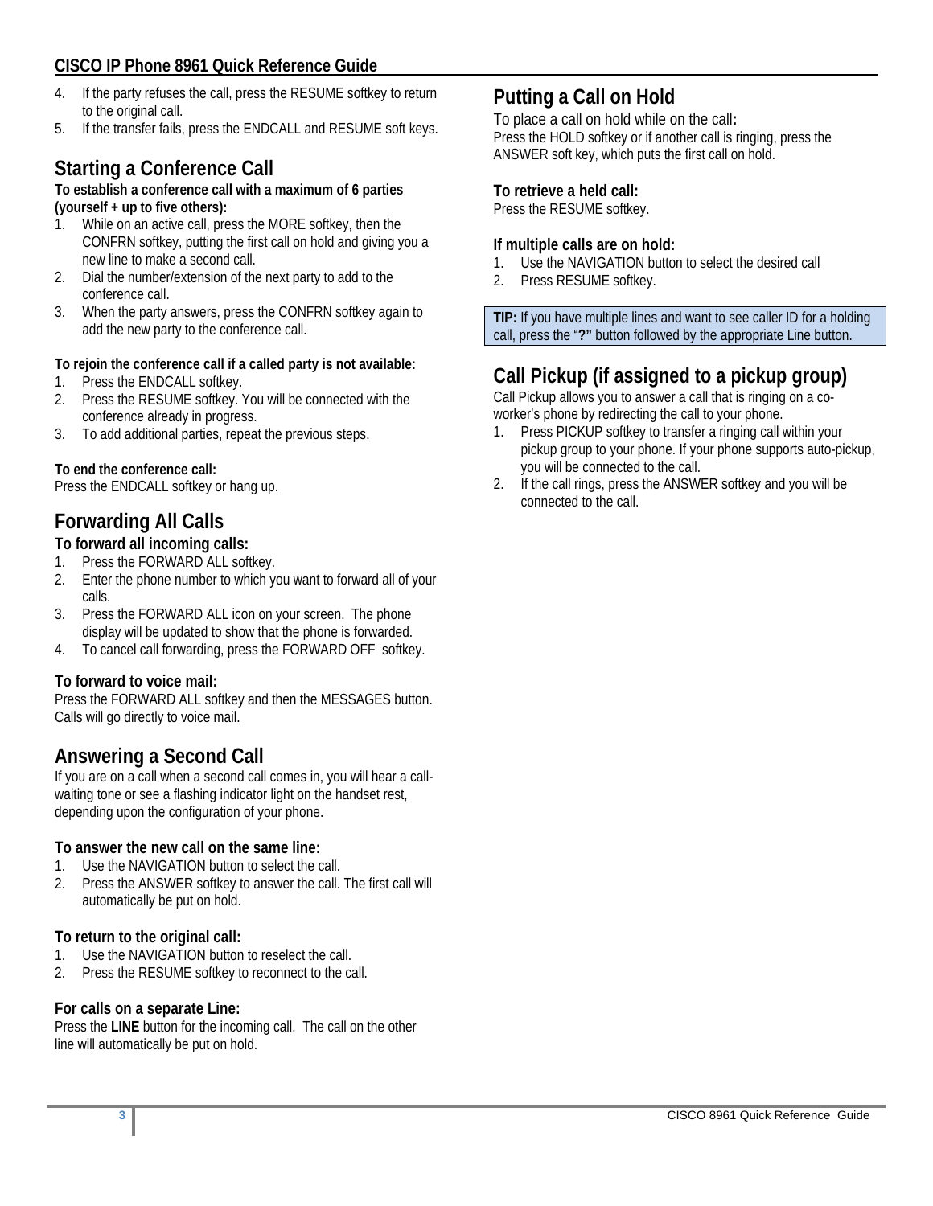4. If the party refuses the call, press the RESUME softkey to return to the original call.
5. If the transfer fails, press the ENDCALL and RESUME soft keys.

## Starting a Conference Call

**To establish a conference call with a maximum of 6 parties (yourself + up to five others):**

1. While on an active call, press the MORE softkey, then the CONFRN softkey, putting the first call on hold and giving you a new line to make a second call.
2. Dial the number/extension of the next party to add to the conference call.
3. When the party answers, press the CONFRN softkey again to add the new party to the conference call.

**To rejoin the conference call if a called party is not available:**

1. Press the ENDCALL softkey.
2. Press the RESUME softkey. You will be connected with the conference already in progress.
3. To add additional parties, repeat the previous steps.

**To end the conference call:**
Press the ENDCALL softkey or hang up.

## Forwarding All Calls

### To forward all incoming calls:

1. Press the FORWARD ALL softkey.
2. Enter the phone number to which you want to forward all of your calls.
3. Press the FORWARD ALL icon on your screen. The phone display will be updated to show that the phone is forwarded.
4. To cancel call forwarding, press the FORWARD OFF softkey.

### To forward to voice mail:

Press the FORWARD ALL softkey and then the MESSAGES button. Calls will go directly to voice mail.

## Answering a Second Call

If you are on a call when a second call comes in, you will hear a call-waiting tone or see a flashing indicator light on the handset rest, depending upon the configuration of your phone.

### To answer the new call on the same line:

1. Use the NAVIGATION button to select the call.
2. Press the ANSWER softkey to answer the call. The first call will automatically be put on hold.

### To return to the original call:

1. Use the NAVIGATION button to reselect the call.
2. Press the RESUME softkey to reconnect to the call.

### For calls on a separate Line:

Press the **LINE** button for the incoming call. The call on the other line will automatically be put on hold.

## Putting a Call on Hold

To place a call on hold while on the call**:**
Press the HOLD softkey or if another call is ringing, press the ANSWER soft key, which puts the first call on hold.

### To retrieve a held call:

Press the RESUME softkey.

### If multiple calls are on hold:

1. Use the NAVIGATION button to select the desired call
2. Press RESUME softkey.

**TIP:** If you have multiple lines and want to see caller ID for a holding call, press the "**?**" button followed by the appropriate Line button.

## Call Pickup (if assigned to a pickup group)

Call Pickup allows you to answer a call that is ringing on a co-worker's phone by redirecting the call to your phone.

1. Press PICKUP softkey to transfer a ringing call within your pickup group to your phone. If your phone supports auto-pickup, you will be connected to the call.
2. If the call rings, press the ANSWER softkey and you will be connected to the call.